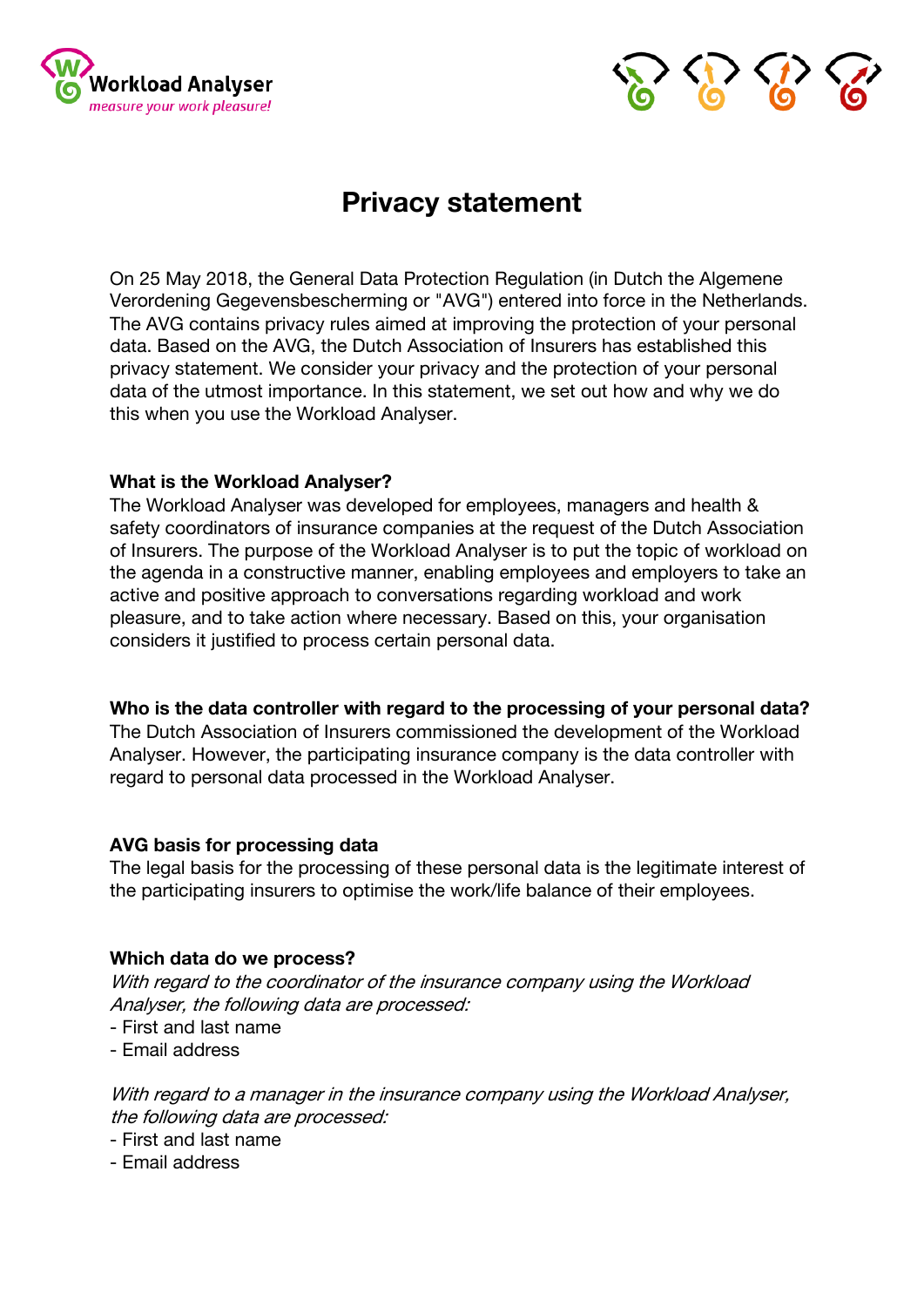Workload Analyser
*measure your work pleasure!*

# Privacy statement

On 25 May 2018, the General Data Protection Regulation (in Dutch the Algemene Verordening Gegevensbescherming or "AVG") entered into force in the Netherlands. The AVG contains privacy rules aimed at improving the protection of your personal data. Based on the AVG, the Dutch Association of Insurers has established this privacy statement. We consider your privacy and the protection of your personal data of the utmost importance. In this statement, we set out how and why we do this when you use the Workload Analyser.

**What is the Workload Analyser?**

The Workload Analyser was developed for employees, managers and health & safety coordinators of insurance companies at the request of the Dutch Association of Insurers. The purpose of the Workload Analyser is to put the topic of workload on the agenda in a constructive manner, enabling employees and employers to take an active and positive approach to conversations regarding workload and work pleasure, and to take action where necessary. Based on this, your organisation considers it justified to process certain personal data.

**Who is the data controller with regard to the processing of your personal data?**

The Dutch Association of Insurers commissioned the development of the Workload Analyser. However, the participating insurance company is the data controller with regard to personal data processed in the Workload Analyser.

**AVG basis for processing data**

The legal basis for the processing of these personal data is the legitimate interest of the participating insurers to optimise the work/life balance of their employees.

**Which data do we process?**

*With regard to the coordinator of the insurance company using the Workload Analyser, the following data are processed:*

- First and last name
- Email address

*With regard to a manager in the insurance company using the Workload Analyser, the following data are processed:*

- First and last name
- Email address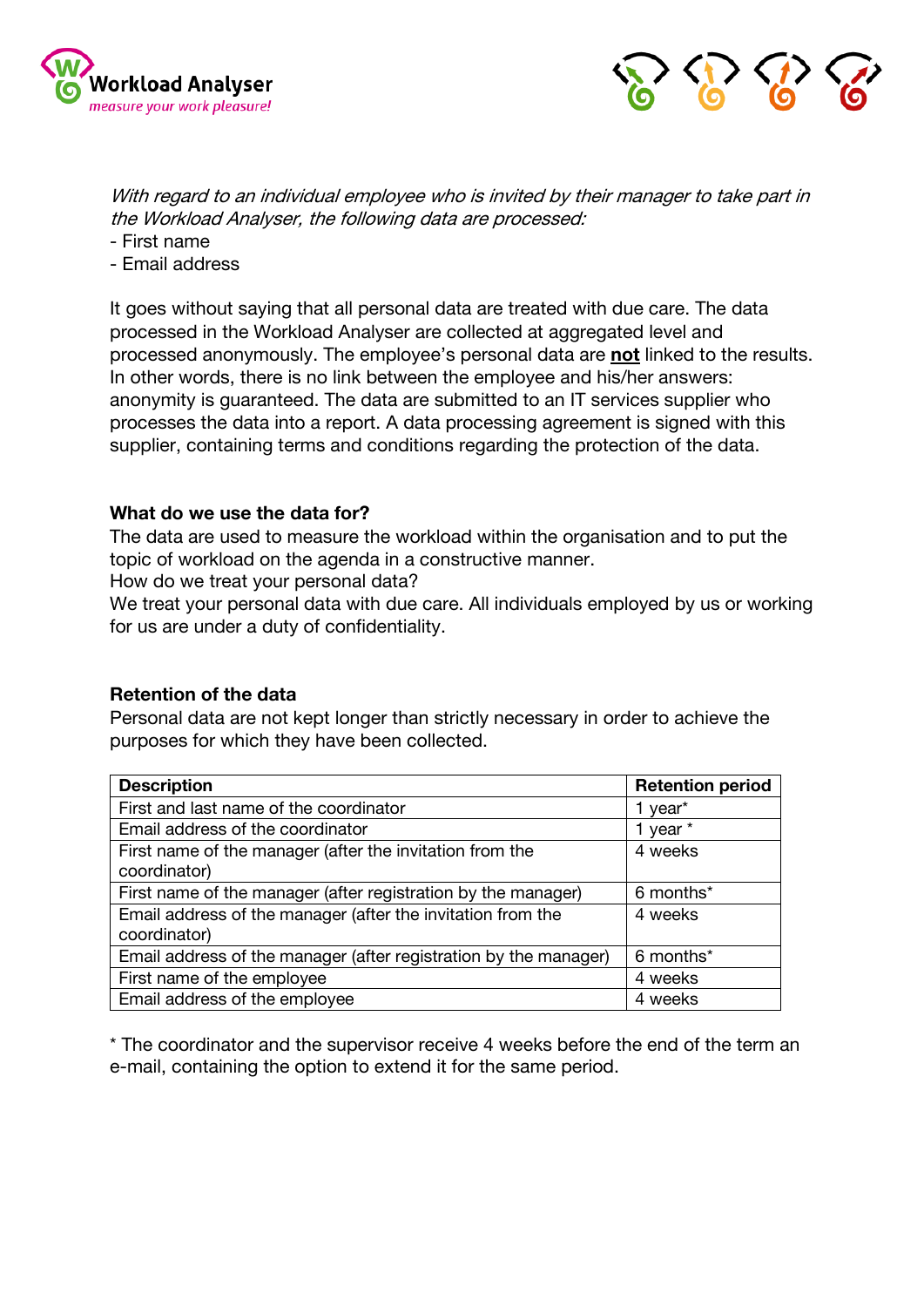*With regard to an individual employee who is invited by their manager to take part in the Workload Analyser, the following data are processed:*

- First name
- Email address

It goes without saying that all personal data are treated with due care. The data processed in the Workload Analyser are collected at aggregated level and processed anonymously. The employee's personal data are **not** linked to the results. In other words, there is no link between the employee and his/her answers: anonymity is guaranteed. The data are submitted to an IT services supplier who processes the data into a report. A data processing agreement is signed with this supplier, containing terms and conditions regarding the protection of the data.

**What do we use the data for?**

The data are used to measure the workload within the organisation and to put the topic of workload on the agenda in a constructive manner.

How do we treat your personal data?

We treat your personal data with due care. All individuals employed by us or working for us are under a duty of confidentiality.

**Retention of the data**

Personal data are not kept longer than strictly necessary in order to achieve the purposes for which they have been collected.

| Description | Retention period |
|---|---|
| First and last name of the coordinator | 1 year* |
| Email address of the coordinator | 1 year * |
| First name of the manager (after the invitation from the coordinator) | 4 weeks |
| First name of the manager (after registration by the manager) | 6 months* |
| Email address of the manager (after the invitation from the coordinator) | 4 weeks |
| Email address of the manager (after registration by the manager) | 6 months* |
| First name of the employee | 4 weeks |
| Email address of the employee | 4 weeks |

* The coordinator and the supervisor receive 4 weeks before the end of the term an e-mail, containing the option to extend it for the same period.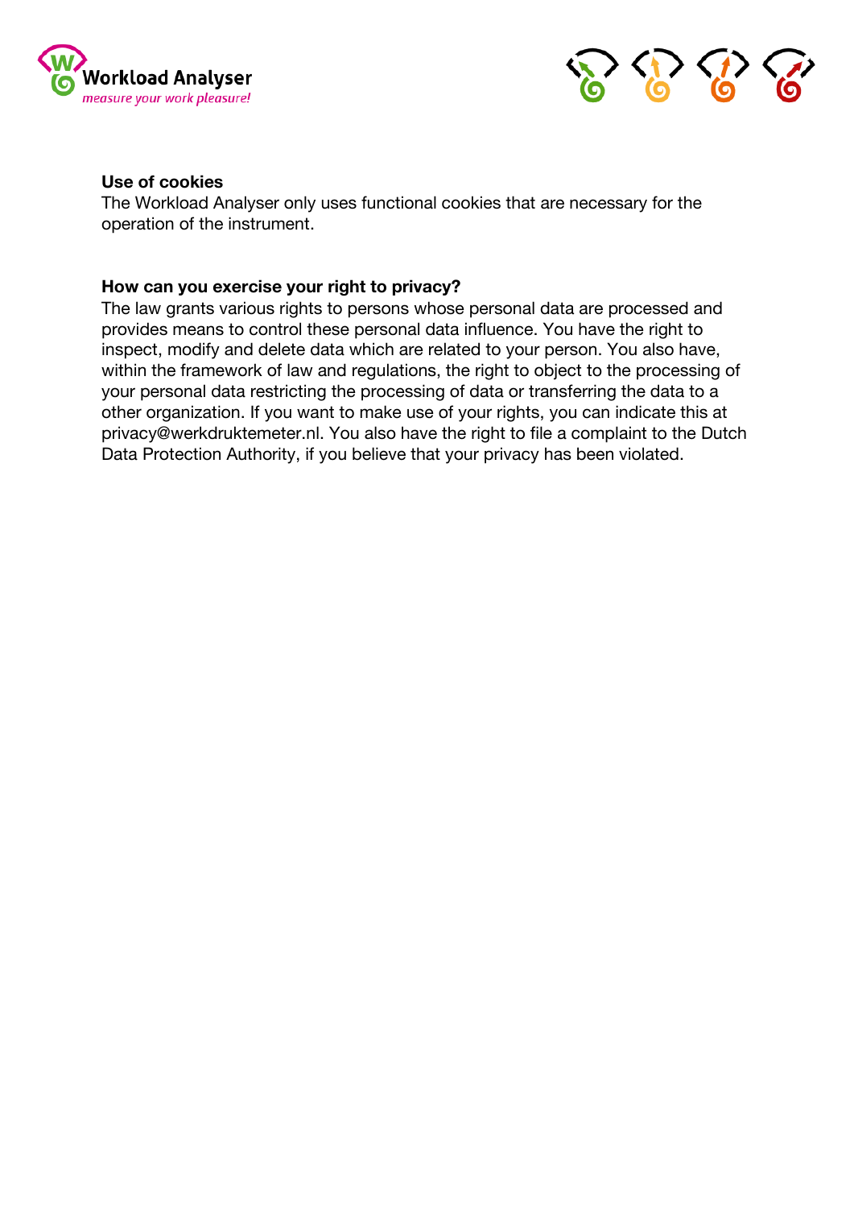**Use of cookies**

The Workload Analyser only uses functional cookies that are necessary for the operation of the instrument.

**How can you exercise your right to privacy?**

The law grants various rights to persons whose personal data are processed and provides means to control these personal data influence. You have the right to inspect, modify and delete data which are related to your person. You also have, within the framework of law and regulations, the right to object to the processing of your personal data restricting the processing of data or transferring the data to a other organization. If you want to make use of your rights, you can indicate this at privacy@werkdruktemeter.nl. You also have the right to file a complaint to the Dutch Data Protection Authority, if you believe that your privacy has been violated.